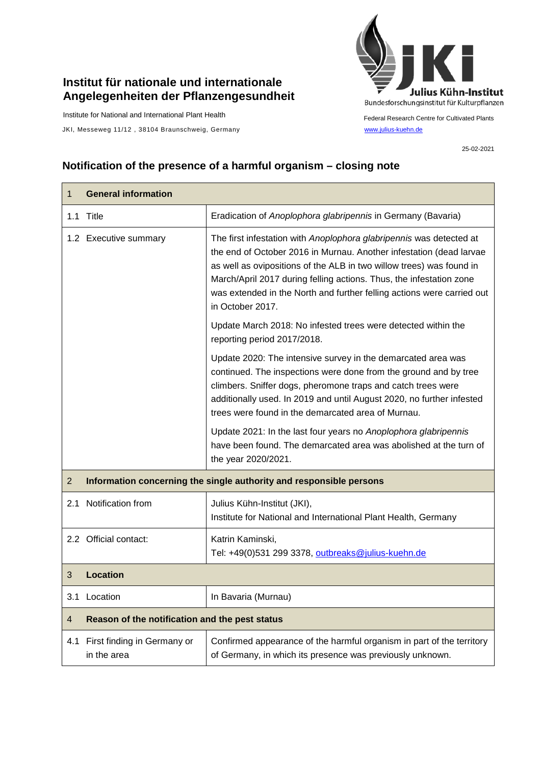**Institut für nationale und internationale Angelegenheiten der Pflanzengesundheit**

Institute for National and International Plant Health

JKI, Messeweg 11/12 , 38104 Braunschweig, Germany

Julius Kühn-Institut
Bundesforschungsinstitut für Kulturpflanzen

Federal Research Centre for Cultivated Plants

www.julius-kuehn.de

25-02-2021

## Notification of the presence of a harmful organism – closing note

| 1 **General information** | |
|---|---|
| 1.1 Title | Eradication of *Anoplophora glabripennis* in Germany (Bavaria) |
| 1.2 Executive summary | The first infestation with *Anoplophora glabripennis* was detected at the end of October 2016 in Murnau. Another infestation (dead larvae as well as ovipositions of the ALB in two willow trees) was found in March/April 2017 during felling actions. Thus, the infestation zone was extended in the North and further felling actions were carried out in October 2017.<br><br>Update March 2018: No infested trees were detected within the reporting period 2017/2018.<br><br>Update 2020: The intensive survey in the demarcated area was continued. The inspections were done from the ground and by tree climbers. Sniffer dogs, pheromone traps and catch trees were additionally used. In 2019 and until August 2020, no further infested trees were found in the demarcated area of Murnau.<br><br>Update 2021: In the last four years no *Anoplophora glabripennis* have been found. The demarcated area was abolished at the turn of the year 2020/2021. |
| 2 **Information concerning the single authority and responsible persons** | |
| 2.1 Notification from | Julius Kühn-Institut (JKI),<br>Institute for National and International Plant Health, Germany |
| 2.2 Official contact: | Katrin Kaminski,<br>Tel: +49(0)531 299 3378, outbreaks@julius-kuehn.de |
| 3 **Location** | |
| 3.1 Location | In Bavaria (Murnau) |
| 4 **Reason of the notification and the pest status** | |
| 4.1 First finding in Germany or in the area | Confirmed appearance of the harmful organism in part of the territory of Germany, in which its presence was previously unknown. |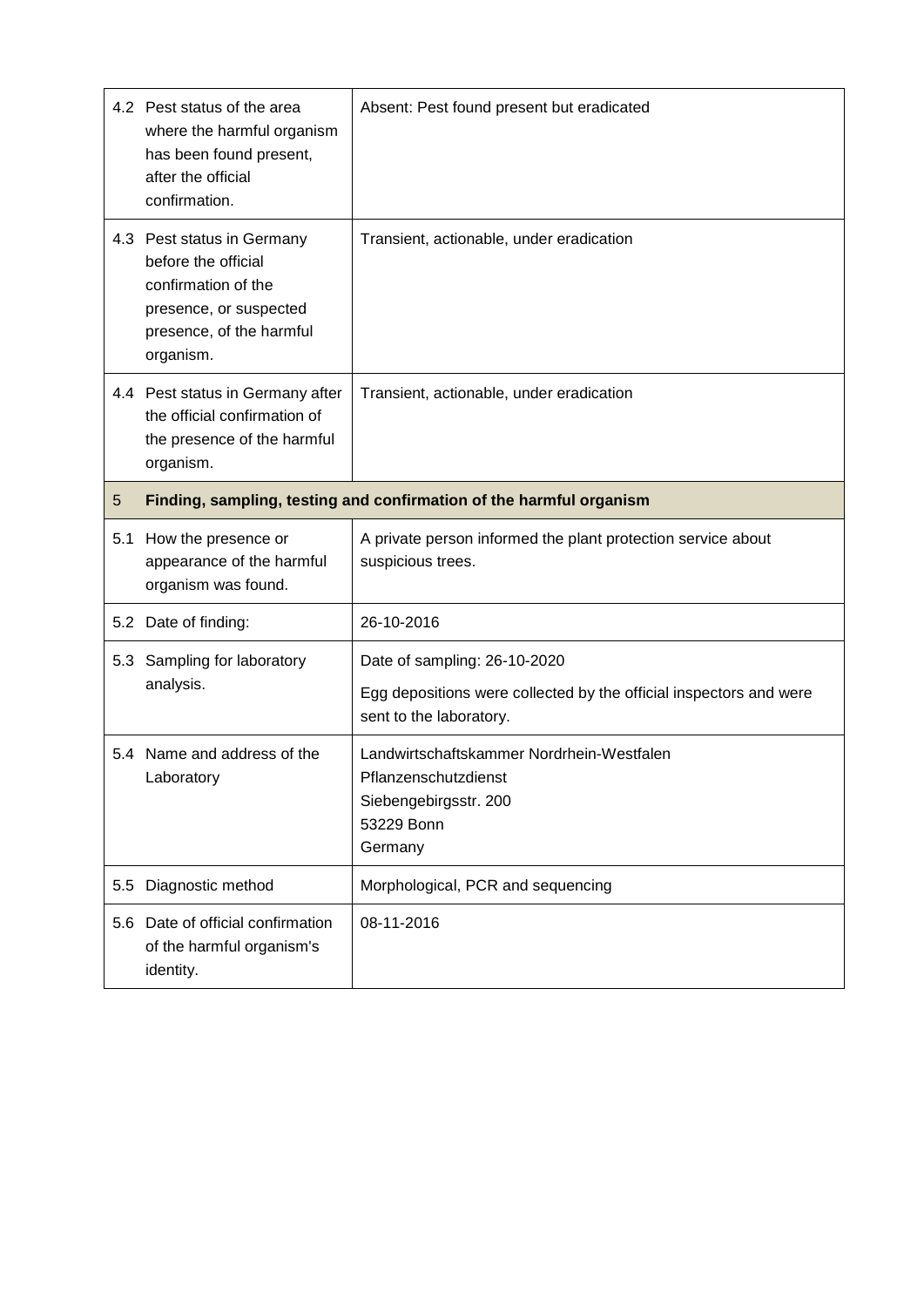| | | |
|---|---|---|
| 4.2 | Pest status of the area where the harmful organism has been found present, after the official confirmation. | Absent: Pest found present but eradicated |
| 4.3 | Pest status in Germany before the official confirmation of the presence, or suspected presence, of the harmful organism. | Transient, actionable, under eradication |
| 4.4 | Pest status in Germany after the official confirmation of the presence of the harmful organism. | Transient, actionable, under eradication |
| **5** | **Finding, sampling, testing and confirmation of the harmful organism** | |
| 5.1 | How the presence or appearance of the harmful organism was found. | A private person informed the plant protection service about suspicious trees. |
| 5.2 | Date of finding: | 26-10-2016 |
| 5.3 | Sampling for laboratory analysis. | Date of sampling: 26-10-2020<br><br>Egg depositions were collected by the official inspectors and were sent to the laboratory. |
| 5.4 | Name and address of the Laboratory | Landwirtschaftskammer Nordrhein-Westfalen<br>Pflanzenschutzdienst<br>Siebengebirgsstr. 200<br>53229 Bonn<br>Germany |
| 5.5 | Diagnostic method | Morphological, PCR and sequencing |
| 5.6 | Date of official confirmation of the harmful organism's identity. | 08-11-2016 |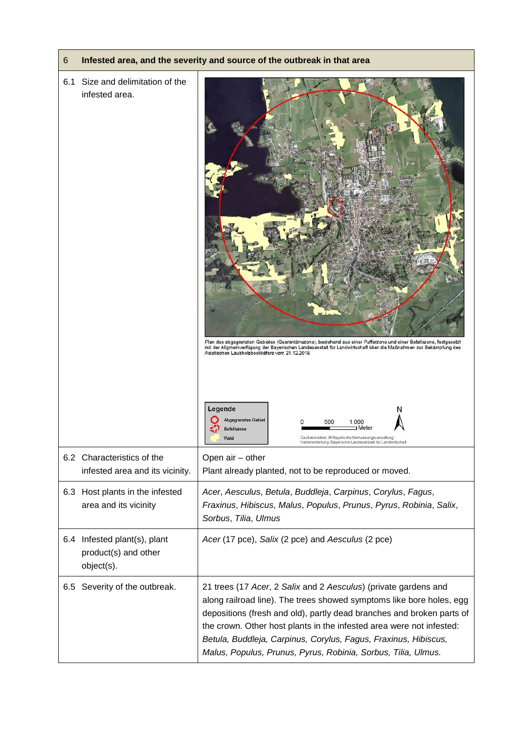| 6 | Infested area, and the severity and source of the outbreak in that area |
|---|---|
| 6.1 Size and delimitation of the infested area. | Plan des abgegrenzten Gebietes (Quarantänezone), bestehend aus einer Pufferzone und einer Befallszone, festgesetzt mit der Allgemeinverfügung der Bayerischen Landesanstalt für Landwirtschaft über die Maßnahmen zur Bekämpfung des Asiatischen Laubholzbockkäfers vom 21.12.2018<br><br>Legende: Abgegrenztes Gebiet; Befallszone; Wald<br>0 500 1.000 Meter<br>N<br>Geobasisdaten: © Bayerische Vermessungsverwaltung<br>Kartenerstellung: Bayerische Landesanstalt für Landwirtschaft |
| 6.2 Characteristics of the infested area and its vicinity. | Open air – other<br>Plant already planted, not to be reproduced or moved. |
| 6.3 Host plants in the infested area and its vicinity | *Acer*, *Aesculus*, *Betula*, *Buddleja*, *Carpinus*, *Corylus*, *Fagus*, *Fraxinus*, *Hibiscus*, *Malus*, *Populus*, *Prunus*, *Pyrus*, *Robinia*, *Salix*, *Sorbus*, *Tilia*, *Ulmus* |
| 6.4 Infested plant(s), plant product(s) and other object(s). | *Acer* (17 pce), *Salix* (2 pce) and *Aesculus* (2 pce) |
| 6.5 Severity of the outbreak. | 21 trees (17 *Acer*, 2 *Salix* and 2 *Aesculus*) (private gardens and along railroad line). The trees showed symptoms like bore holes, egg depositions (fresh and old), partly dead branches and broken parts of the crown. Other host plants in the infested area were not infested: *Betula, Buddleja, Carpinus, Corylus, Fagus, Fraxinus, Hibiscus, Malus, Populus, Prunus, Pyrus, Robinia, Sorbus, Tilia, Ulmus.* |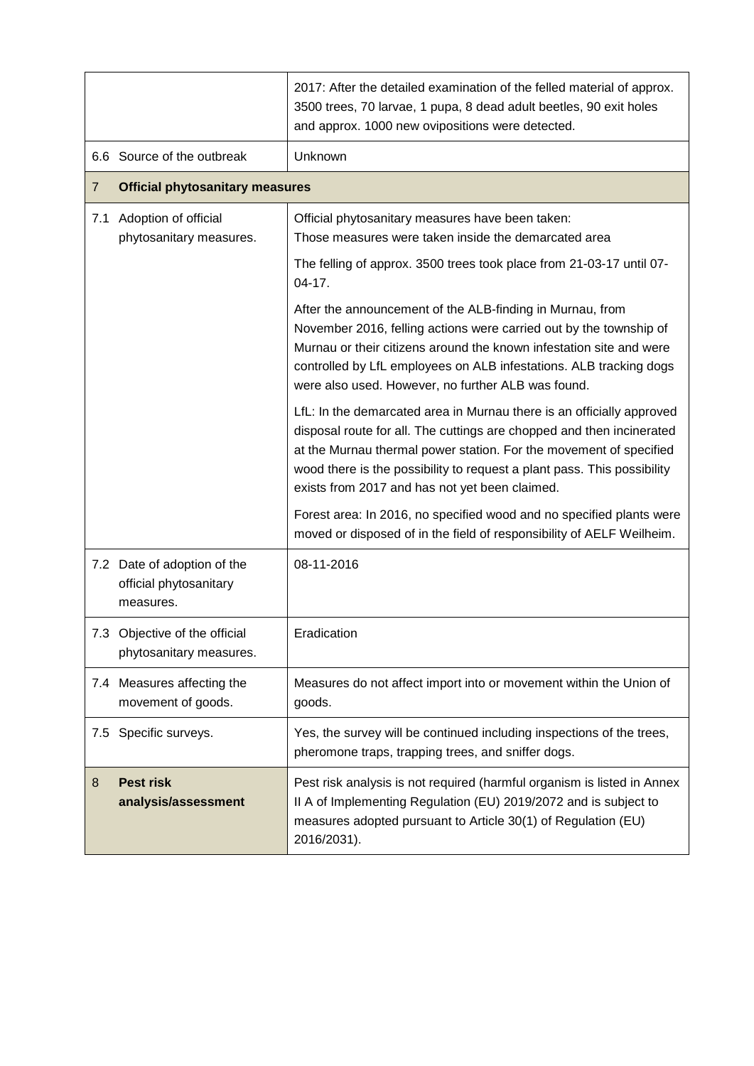| | |
|---|---|
| | 2017: After the detailed examination of the felled material of approx. 3500 trees, 70 larvae, 1 pupa, 8 dead adult beetles, 90 exit holes and approx. 1000 new ovipositions were detected. |
| 6.6 Source of the outbreak | Unknown |
| **7 Official phytosanitary measures** | |
| 7.1 Adoption of official phytosanitary measures. | Official phytosanitary measures have been taken:<br>Those measures were taken inside the demarcated area<br><br>The felling of approx. 3500 trees took place from 21-03-17 until 07-04-17.<br><br>After the announcement of the ALB-finding in Murnau, from November 2016, felling actions were carried out by the township of Murnau or their citizens around the known infestation site and were controlled by LfL employees on ALB infestations. ALB tracking dogs were also used. However, no further ALB was found.<br><br>LfL: In the demarcated area in Murnau there is an officially approved disposal route for all. The cuttings are chopped and then incinerated at the Murnau thermal power station. For the movement of specified wood there is the possibility to request a plant pass. This possibility exists from 2017 and has not yet been claimed.<br><br>Forest area: In 2016, no specified wood and no specified plants were moved or disposed of in the field of responsibility of AELF Weilheim. |
| 7.2 Date of adoption of the official phytosanitary measures. | 08-11-2016 |
| 7.3 Objective of the official phytosanitary measures. | Eradication |
| 7.4 Measures affecting the movement of goods. | Measures do not affect import into or movement within the Union of goods. |
| 7.5 Specific surveys. | Yes, the survey will be continued including inspections of the trees, pheromone traps, trapping trees, and sniffer dogs. |
| **8 Pest risk analysis/assessment** | Pest risk analysis is not required (harmful organism is listed in Annex II A of Implementing Regulation (EU) 2019/2072 and is subject to measures adopted pursuant to Article 30(1) of Regulation (EU) 2016/2031). |